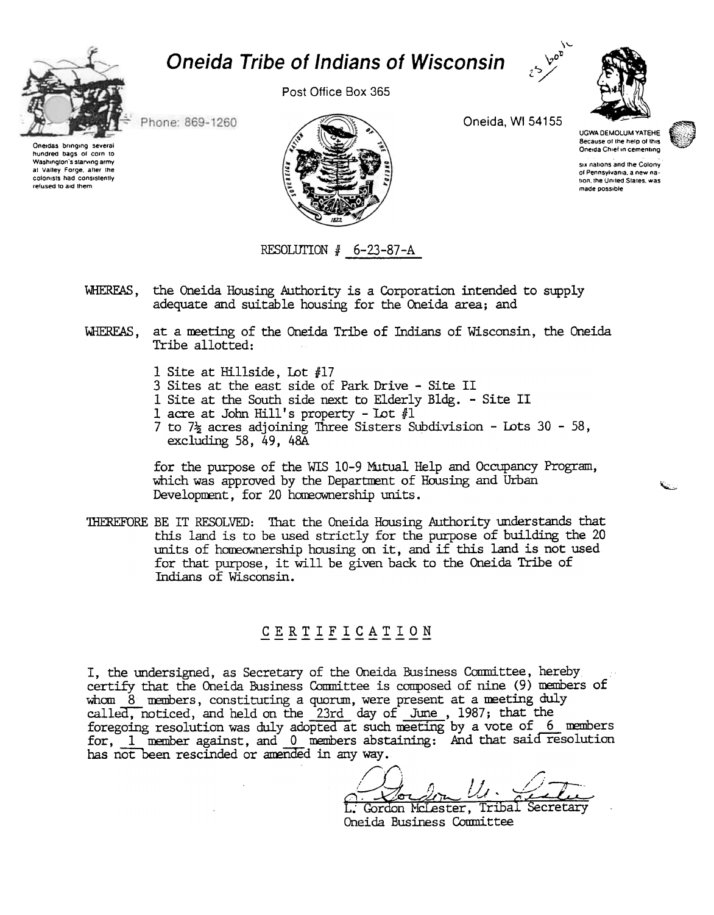# Oneida Tribe of Indians of Wisconsin

Post Office Box 365

Phone: 869-1260

Oneida, WI 54155

Oneidas bringing several hundred bags of corn to Washington's starving army at Valley Forge, after the colonists had consistently refused to aid them

UGWA DEMOLUM YATEHE
Because of the help of this Oneida Chief in cementing six nations and the Colony of Pennsylvania, a new nation, the United States, was made possible

RESOLUTION # 6-23-87-A

WHEREAS, the Oneida Housing Authority is a Corporation intended to supply adequate and suitable housing for the Oneida area; and

WHEREAS, at a meeting of the Oneida Tribe of Indians of Wisconsin, the Oneida Tribe allotted:

- 1 Site at Hillside, Lot #17
- 3 Sites at the east side of Park Drive - Site II
- 1 Site at the South side next to Elderly Bldg. - Site II
- 1 acre at John Hill's property - Lot #1
- 7 to 7½ acres adjoining Three Sisters Subdivision - Lots 30 - 58, excluding 58, 49, 48A

for the purpose of the WIS 10-9 Mutual Help and Occupancy Program, which was approved by the Department of Housing and Urban Development, for 20 homeownership units.

THEREFORE BE IT RESOLVED: That the Oneida Housing Authority understands that this land is to be used strictly for the purpose of building the 20 units of homeownership housing on it, and if this land is not used for that purpose, it will be given back to the Oneida Tribe of Indians of Wisconsin.

## CERTIFICATION

I, the undersigned, as Secretary of the Oneida Business Committee, hereby certify that the Oneida Business Committee is composed of nine (9) members of whom 8 members, constituting a quorum, were present at a meeting duly called, noticed, and held on the 23rd day of June, 1987; that the foregoing resolution was duly adopted at such meeting by a vote of 6 members for, 1 member against, and 0 members abstaining: And that said resolution has not been rescinded or amended in any way.

L. Gordon McLester, Tribal Secretary
Oneida Business Committee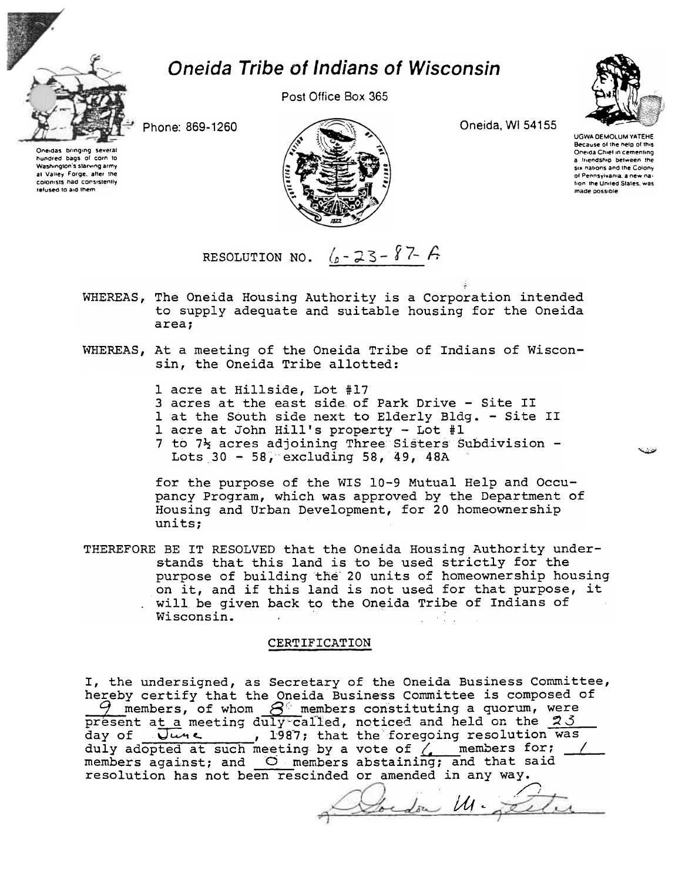# Oneida Tribe of Indians of Wisconsin

Post Office Box 365

Phone: 869-1260

Oneida, WI 54155

Oneidas bringing several hundred bags of corn to Washington's starving army at Valley Forge, after the colonists had consistently refused to aid them

UGWA DEMOLUM YATEHE
Because of the help of this Oneida Chief in cementing a friendship between the six nations and the Colony of Pennsylvania, a new nation, the United States, was made possible

RESOLUTION NO. 6-23-87-A

WHEREAS, The Oneida Housing Authority is a Corporation intended to supply adequate and suitable housing for the Oneida area;

WHEREAS, At a meeting of the Oneida Tribe of Indians of Wisconsin, the Oneida Tribe allotted:

- 1 acre at Hillside, Lot #17
- 3 acres at the east side of Park Drive - Site II
- 1 at the South side next to Elderly Bldg. - Site II
- 1 acre at John Hill's property - Lot #1
- 7 to 7½ acres adjoining Three Sisters Subdivision - Lots 30 - 58, excluding 58, 49, 48A

for the purpose of the WIS 10-9 Mutual Help and Occupancy Program, which was approved by the Department of Housing and Urban Development, for 20 homeownership units;

THEREFORE BE IT RESOLVED that the Oneida Housing Authority understands that this land is to be used strictly for the purpose of building the 20 units of homeownership housing on it, and if this land is not used for that purpose, it will be given back to the Oneida Tribe of Indians of Wisconsin.

## CERTIFICATION

I, the undersigned, as Secretary of the Oneida Business Committee, hereby certify that the Oneida Business Committee is composed of 9 members, of whom 8 members constituting a quorum, were present at a meeting duly called, noticed and held on the 23 day of June, 1987; that the foregoing resolution was duly adopted at such meeting by a vote of 6 members for; 1 members against; and 0 members abstaining; and that said resolution has not been rescinded or amended in any way.

Gordon M. Peter